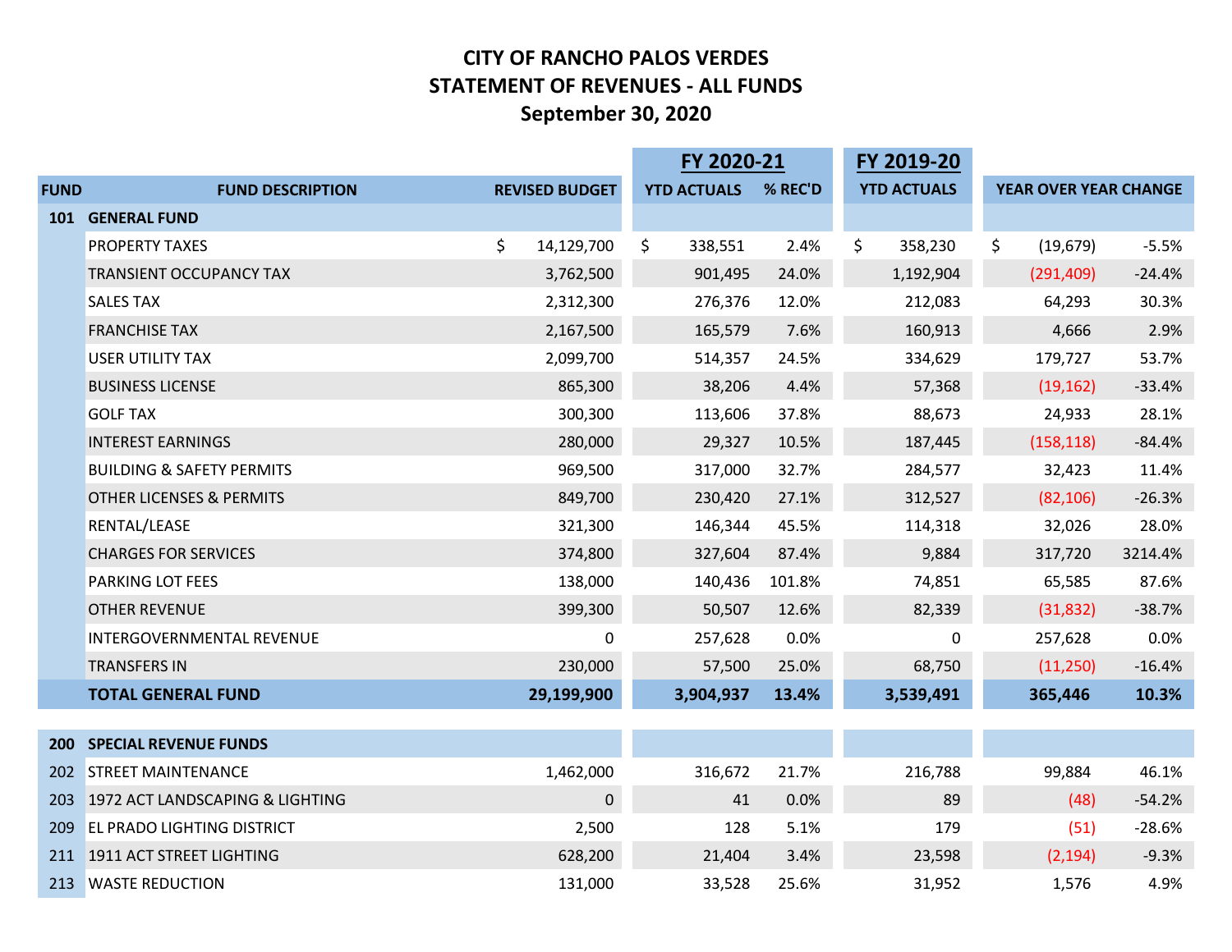# CITY OF RANCHO PALOS VERDES
## STATEMENT OF REVENUES - ALL FUNDS
### September 30, 2020

| FUND | FUND DESCRIPTION | REVISED BUDGET | FY 2020-21 YTD ACTUALS | FY 2020-21 % REC'D | FY 2019-20 YTD ACTUALS | YEAR OVER YEAR CHANGE | |
|---|---|---|---|---|---|---|---|
| **101** | **GENERAL FUND** | | | | | | |
| | PROPERTY TAXES | $ 14,129,700 | $ 338,551 | 2.4% | $ 358,230 | $ (19,679) | -5.5% |
| | TRANSIENT OCCUPANCY TAX | 3,762,500 | 901,495 | 24.0% | 1,192,904 | (291,409) | -24.4% |
| | SALES TAX | 2,312,300 | 276,376 | 12.0% | 212,083 | 64,293 | 30.3% |
| | FRANCHISE TAX | 2,167,500 | 165,579 | 7.6% | 160,913 | 4,666 | 2.9% |
| | USER UTILITY TAX | 2,099,700 | 514,357 | 24.5% | 334,629 | 179,727 | 53.7% |
| | BUSINESS LICENSE | 865,300 | 38,206 | 4.4% | 57,368 | (19,162) | -33.4% |
| | GOLF TAX | 300,300 | 113,606 | 37.8% | 88,673 | 24,933 | 28.1% |
| | INTEREST EARNINGS | 280,000 | 29,327 | 10.5% | 187,445 | (158,118) | -84.4% |
| | BUILDING & SAFETY PERMITS | 969,500 | 317,000 | 32.7% | 284,577 | 32,423 | 11.4% |
| | OTHER LICENSES & PERMITS | 849,700 | 230,420 | 27.1% | 312,527 | (82,106) | -26.3% |
| | RENTAL/LEASE | 321,300 | 146,344 | 45.5% | 114,318 | 32,026 | 28.0% |
| | CHARGES FOR SERVICES | 374,800 | 327,604 | 87.4% | 9,884 | 317,720 | 3214.4% |
| | PARKING LOT FEES | 138,000 | 140,436 | 101.8% | 74,851 | 65,585 | 87.6% |
| | OTHER REVENUE | 399,300 | 50,507 | 12.6% | 82,339 | (31,832) | -38.7% |
| | INTERGOVERNMENTAL REVENUE | 0 | 257,628 | 0.0% | 0 | 257,628 | 0.0% |
| | TRANSFERS IN | 230,000 | 57,500 | 25.0% | 68,750 | (11,250) | -16.4% |
| | **TOTAL GENERAL FUND** | **29,199,900** | **3,904,937** | **13.4%** | **3,539,491** | **365,446** | **10.3%** |
| **200** | **SPECIAL REVENUE FUNDS** | | | | | | |
| 202 | STREET MAINTENANCE | 1,462,000 | 316,672 | 21.7% | 216,788 | 99,884 | 46.1% |
| 203 | 1972 ACT LANDSCAPING & LIGHTING | 0 | 41 | 0.0% | 89 | (48) | -54.2% |
| 209 | EL PRADO LIGHTING DISTRICT | 2,500 | 128 | 5.1% | 179 | (51) | -28.6% |
| 211 | 1911 ACT STREET LIGHTING | 628,200 | 21,404 | 3.4% | 23,598 | (2,194) | -9.3% |
| 213 | WASTE REDUCTION | 131,000 | 33,528 | 25.6% | 31,952 | 1,576 | 4.9% |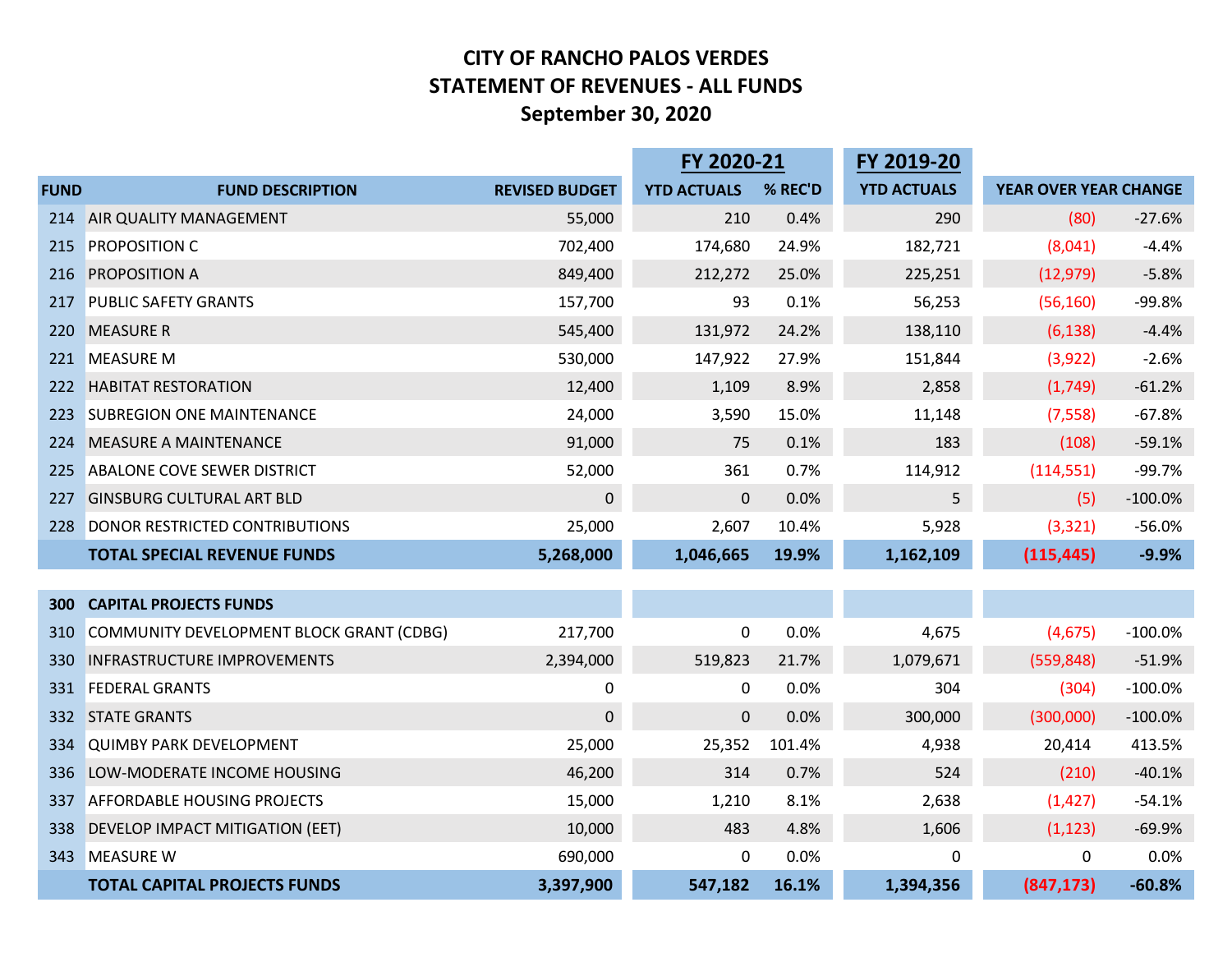# CITY OF RANCHO PALOS VERDES
## STATEMENT OF REVENUES - ALL FUNDS
### September 30, 2020

| FUND | FUND DESCRIPTION | REVISED BUDGET | FY 2020-21 YTD ACTUALS | FY 2020-21 % REC'D | FY 2019-20 YTD ACTUALS | YEAR OVER YEAR CHANGE | |
|---|---|---|---|---|---|---|---|
| 214 | AIR QUALITY MANAGEMENT | 55,000 | 210 | 0.4% | 290 | (80) | -27.6% |
| 215 | PROPOSITION C | 702,400 | 174,680 | 24.9% | 182,721 | (8,041) | -4.4% |
| 216 | PROPOSITION A | 849,400 | 212,272 | 25.0% | 225,251 | (12,979) | -5.8% |
| 217 | PUBLIC SAFETY GRANTS | 157,700 | 93 | 0.1% | 56,253 | (56,160) | -99.8% |
| 220 | MEASURE R | 545,400 | 131,972 | 24.2% | 138,110 | (6,138) | -4.4% |
| 221 | MEASURE M | 530,000 | 147,922 | 27.9% | 151,844 | (3,922) | -2.6% |
| 222 | HABITAT RESTORATION | 12,400 | 1,109 | 8.9% | 2,858 | (1,749) | -61.2% |
| 223 | SUBREGION ONE MAINTENANCE | 24,000 | 3,590 | 15.0% | 11,148 | (7,558) | -67.8% |
| 224 | MEASURE A MAINTENANCE | 91,000 | 75 | 0.1% | 183 | (108) | -59.1% |
| 225 | ABALONE COVE SEWER DISTRICT | 52,000 | 361 | 0.7% | 114,912 | (114,551) | -99.7% |
| 227 | GINSBURG CULTURAL ART BLD | 0 | 0 | 0.0% | 5 | (5) | -100.0% |
| 228 | DONOR RESTRICTED CONTRIBUTIONS | 25,000 | 2,607 | 10.4% | 5,928 | (3,321) | -56.0% |
| | **TOTAL SPECIAL REVENUE FUNDS** | **5,268,000** | **1,046,665** | **19.9%** | **1,162,109** | **(115,445)** | **-9.9%** |
| | | | | | | | |
| **300** | **CAPITAL PROJECTS FUNDS** | | | | | | |
| 310 | COMMUNITY DEVELOPMENT BLOCK GRANT (CDBG) | 217,700 | 0 | 0.0% | 4,675 | (4,675) | -100.0% |
| 330 | INFRASTRUCTURE IMPROVEMENTS | 2,394,000 | 519,823 | 21.7% | 1,079,671 | (559,848) | -51.9% |
| 331 | FEDERAL GRANTS | 0 | 0 | 0.0% | 304 | (304) | -100.0% |
| 332 | STATE GRANTS | 0 | 0 | 0.0% | 300,000 | (300,000) | -100.0% |
| 334 | QUIMBY PARK DEVELOPMENT | 25,000 | 25,352 | 101.4% | 4,938 | 20,414 | 413.5% |
| 336 | LOW-MODERATE INCOME HOUSING | 46,200 | 314 | 0.7% | 524 | (210) | -40.1% |
| 337 | AFFORDABLE HOUSING PROJECTS | 15,000 | 1,210 | 8.1% | 2,638 | (1,427) | -54.1% |
| 338 | DEVELOP IMPACT MITIGATION (EET) | 10,000 | 483 | 4.8% | 1,606 | (1,123) | -69.9% |
| 343 | MEASURE W | 690,000 | 0 | 0.0% | 0 | 0 | 0.0% |
| | **TOTAL CAPITAL PROJECTS FUNDS** | **3,397,900** | **547,182** | **16.1%** | **1,394,356** | **(847,173)** | **-60.8%** |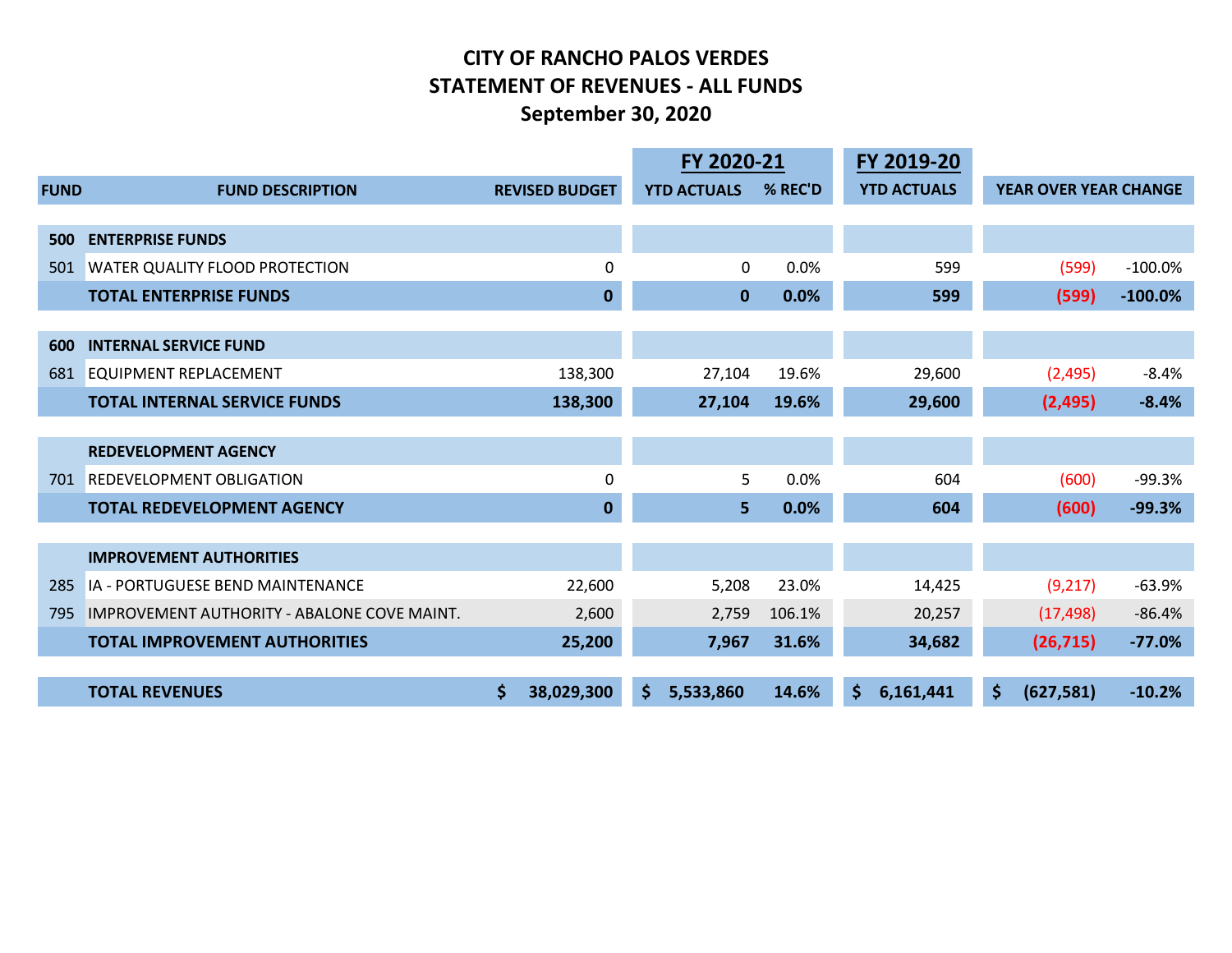# CITY OF RANCHO PALOS VERDES
## STATEMENT OF REVENUES - ALL FUNDS
### September 30, 2020

| FUND | FUND DESCRIPTION | REVISED BUDGET | FY 2020-21 YTD ACTUALS | FY 2020-21 % REC'D | FY 2019-20 YTD ACTUALS | YEAR OVER YEAR CHANGE | |
|---|---|---|---|---|---|---|---|
| **500** | **ENTERPRISE FUNDS** | | | | | | |
| 501 | WATER QUALITY FLOOD PROTECTION | 0 | 0 | 0.0% | 599 | (599) | -100.0% |
| | **TOTAL ENTERPRISE FUNDS** | **0** | **0** | **0.0%** | **599** | **(599)** | **-100.0%** |
| **600** | **INTERNAL SERVICE FUND** | | | | | | |
| 681 | EQUIPMENT REPLACEMENT | 138,300 | 27,104 | 19.6% | 29,600 | (2,495) | -8.4% |
| | **TOTAL INTERNAL SERVICE FUNDS** | **138,300** | **27,104** | **19.6%** | **29,600** | **(2,495)** | **-8.4%** |
| | **REDEVELOPMENT AGENCY** | | | | | | |
| 701 | REDEVELOPMENT OBLIGATION | 0 | 5 | 0.0% | 604 | (600) | -99.3% |
| | **TOTAL REDEVELOPMENT AGENCY** | **0** | **5** | **0.0%** | **604** | **(600)** | **-99.3%** |
| | **IMPROVEMENT AUTHORITIES** | | | | | | |
| 285 | IA - PORTUGUESE BEND MAINTENANCE | 22,600 | 5,208 | 23.0% | 14,425 | (9,217) | -63.9% |
| 795 | IMPROVEMENT AUTHORITY - ABALONE COVE MAINT. | 2,600 | 2,759 | 106.1% | 20,257 | (17,498) | -86.4% |
| | **TOTAL IMPROVEMENT AUTHORITIES** | **25,200** | **7,967** | **31.6%** | **34,682** | **(26,715)** | **-77.0%** |
| | **TOTAL REVENUES** | **$ 38,029,300** | **$ 5,533,860** | **14.6%** | **$ 6,161,441** | **$ (627,581)** | **-10.2%** |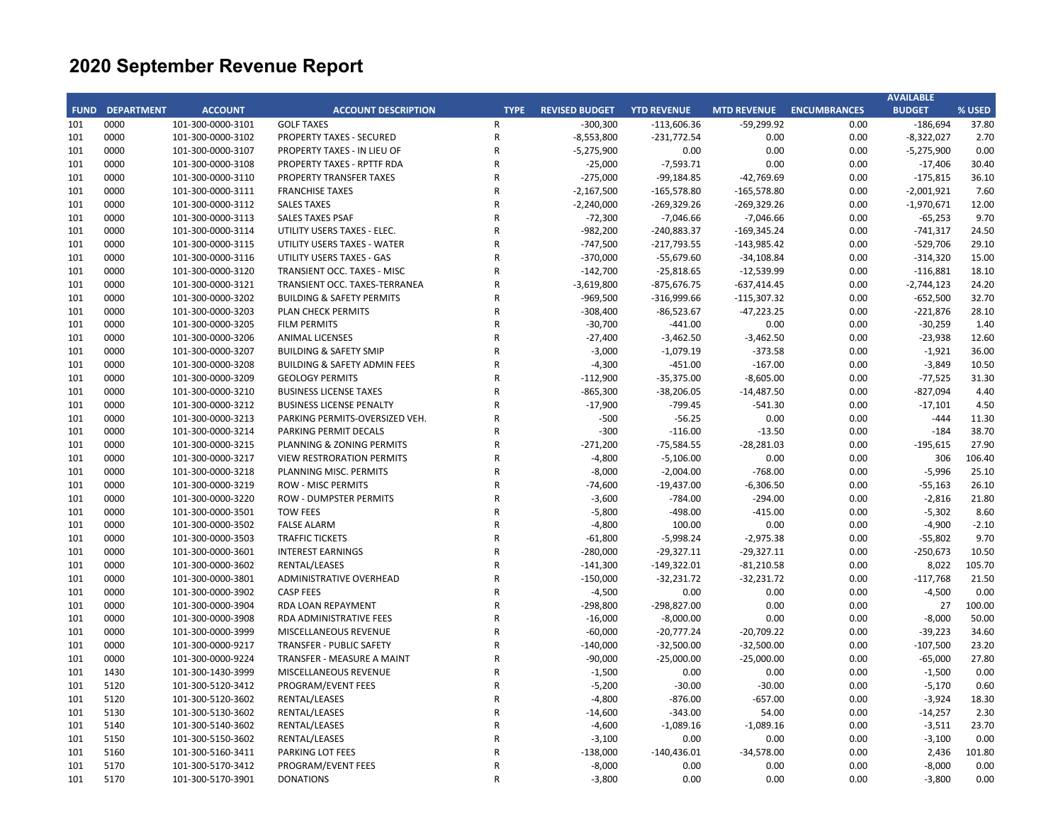# 2020 September Revenue Report

| FUND | DEPARTMENT | ACCOUNT | ACCOUNT DESCRIPTION | TYPE | REVISED BUDGET | YTD REVENUE | MTD REVENUE | ENCUMBRANCES | AVAILABLE BUDGET | % USED |
|---|---|---|---|---|---|---|---|---|---|---|
| 101 | 0000 | 101-300-0000-3101 | GOLF TAXES | R | -300,300 | -113,606.36 | -59,299.92 | 0.00 | -186,694 | 37.80 |
| 101 | 0000 | 101-300-0000-3102 | PROPERTY TAXES - SECURED | R | -8,553,800 | -231,772.54 | 0.00 | 0.00 | -8,322,027 | 2.70 |
| 101 | 0000 | 101-300-0000-3107 | PROPERTY TAXES - IN LIEU OF | R | -5,275,900 | 0.00 | 0.00 | 0.00 | -5,275,900 | 0.00 |
| 101 | 0000 | 101-300-0000-3108 | PROPERTY TAXES - RPTTF RDA | R | -25,000 | -7,593.71 | 0.00 | 0.00 | -17,406 | 30.40 |
| 101 | 0000 | 101-300-0000-3110 | PROPERTY TRANSFER TAXES | R | -275,000 | -99,184.85 | -42,769.69 | 0.00 | -175,815 | 36.10 |
| 101 | 0000 | 101-300-0000-3111 | FRANCHISE TAXES | R | -2,167,500 | -165,578.80 | -165,578.80 | 0.00 | -2,001,921 | 7.60 |
| 101 | 0000 | 101-300-0000-3112 | SALES TAXES | R | -2,240,000 | -269,329.26 | -269,329.26 | 0.00 | -1,970,671 | 12.00 |
| 101 | 0000 | 101-300-0000-3113 | SALES TAXES PSAF | R | -72,300 | -7,046.66 | -7,046.66 | 0.00 | -65,253 | 9.70 |
| 101 | 0000 | 101-300-0000-3114 | UTILITY USERS TAXES - ELEC. | R | -982,200 | -240,883.37 | -169,345.24 | 0.00 | -741,317 | 24.50 |
| 101 | 0000 | 101-300-0000-3115 | UTILITY USERS TAXES - WATER | R | -747,500 | -217,793.55 | -143,985.42 | 0.00 | -529,706 | 29.10 |
| 101 | 0000 | 101-300-0000-3116 | UTILITY USERS TAXES - GAS | R | -370,000 | -55,679.60 | -34,108.84 | 0.00 | -314,320 | 15.00 |
| 101 | 0000 | 101-300-0000-3120 | TRANSIENT OCC. TAXES - MISC | R | -142,700 | -25,818.65 | -12,539.99 | 0.00 | -116,881 | 18.10 |
| 101 | 0000 | 101-300-0000-3121 | TRANSIENT OCC. TAXES-TERRANEA | R | -3,619,800 | -875,676.75 | -637,414.45 | 0.00 | -2,744,123 | 24.20 |
| 101 | 0000 | 101-300-0000-3202 | BUILDING & SAFETY PERMITS | R | -969,500 | -316,999.66 | -115,307.32 | 0.00 | -652,500 | 32.70 |
| 101 | 0000 | 101-300-0000-3203 | PLAN CHECK PERMITS | R | -308,400 | -86,523.67 | -47,223.25 | 0.00 | -221,876 | 28.10 |
| 101 | 0000 | 101-300-0000-3205 | FILM PERMITS | R | -30,700 | -441.00 | 0.00 | 0.00 | -30,259 | 1.40 |
| 101 | 0000 | 101-300-0000-3206 | ANIMAL LICENSES | R | -27,400 | -3,462.50 | -3,462.50 | 0.00 | -23,938 | 12.60 |
| 101 | 0000 | 101-300-0000-3207 | BUILDING & SAFETY SMIP | R | -3,000 | -1,079.19 | -373.58 | 0.00 | -1,921 | 36.00 |
| 101 | 0000 | 101-300-0000-3208 | BUILDING & SAFETY ADMIN FEES | R | -4,300 | -451.00 | -167.00 | 0.00 | -3,849 | 10.50 |
| 101 | 0000 | 101-300-0000-3209 | GEOLOGY PERMITS | R | -112,900 | -35,375.00 | -8,605.00 | 0.00 | -77,525 | 31.30 |
| 101 | 0000 | 101-300-0000-3210 | BUSINESS LICENSE TAXES | R | -865,300 | -38,206.05 | -14,487.50 | 0.00 | -827,094 | 4.40 |
| 101 | 0000 | 101-300-0000-3212 | BUSINESS LICENSE PENALTY | R | -17,900 | -799.45 | -541.30 | 0.00 | -17,101 | 4.50 |
| 101 | 0000 | 101-300-0000-3213 | PARKING PERMITS-OVERSIZED VEH. | R | -500 | -56.25 | 0.00 | 0.00 | -444 | 11.30 |
| 101 | 0000 | 101-300-0000-3214 | PARKING PERMIT DECALS | R | -300 | -116.00 | -13.50 | 0.00 | -184 | 38.70 |
| 101 | 0000 | 101-300-0000-3215 | PLANNING & ZONING PERMITS | R | -271,200 | -75,584.55 | -28,281.03 | 0.00 | -195,615 | 27.90 |
| 101 | 0000 | 101-300-0000-3217 | VIEW RESTRORATION PERMITS | R | -4,800 | -5,106.00 | 0.00 | 0.00 | 306 | 106.40 |
| 101 | 0000 | 101-300-0000-3218 | PLANNING MISC. PERMITS | R | -8,000 | -2,004.00 | -768.00 | 0.00 | -5,996 | 25.10 |
| 101 | 0000 | 101-300-0000-3219 | ROW - MISC PERMITS | R | -74,600 | -19,437.00 | -6,306.50 | 0.00 | -55,163 | 26.10 |
| 101 | 0000 | 101-300-0000-3220 | ROW - DUMPSTER PERMITS | R | -3,600 | -784.00 | -294.00 | 0.00 | -2,816 | 21.80 |
| 101 | 0000 | 101-300-0000-3501 | TOW FEES | R | -5,800 | -498.00 | -415.00 | 0.00 | -5,302 | 8.60 |
| 101 | 0000 | 101-300-0000-3502 | FALSE ALARM | R | -4,800 | 100.00 | 0.00 | 0.00 | -4,900 | -2.10 |
| 101 | 0000 | 101-300-0000-3503 | TRAFFIC TICKETS | R | -61,800 | -5,998.24 | -2,975.38 | 0.00 | -55,802 | 9.70 |
| 101 | 0000 | 101-300-0000-3601 | INTEREST EARNINGS | R | -280,000 | -29,327.11 | -29,327.11 | 0.00 | -250,673 | 10.50 |
| 101 | 0000 | 101-300-0000-3602 | RENTAL/LEASES | R | -141,300 | -149,322.01 | -81,210.58 | 0.00 | 8,022 | 105.70 |
| 101 | 0000 | 101-300-0000-3801 | ADMINISTRATIVE OVERHEAD | R | -150,000 | -32,231.72 | -32,231.72 | 0.00 | -117,768 | 21.50 |
| 101 | 0000 | 101-300-0000-3902 | CASP FEES | R | -4,500 | 0.00 | 0.00 | 0.00 | -4,500 | 0.00 |
| 101 | 0000 | 101-300-0000-3904 | RDA LOAN REPAYMENT | R | -298,800 | -298,827.00 | 0.00 | 0.00 | 27 | 100.00 |
| 101 | 0000 | 101-300-0000-3908 | RDA ADMINISTRATIVE FEES | R | -16,000 | -8,000.00 | 0.00 | 0.00 | -8,000 | 50.00 |
| 101 | 0000 | 101-300-0000-3999 | MISCELLANEOUS REVENUE | R | -60,000 | -20,777.24 | -20,709.22 | 0.00 | -39,223 | 34.60 |
| 101 | 0000 | 101-300-0000-9217 | TRANSFER - PUBLIC SAFETY | R | -140,000 | -32,500.00 | -32,500.00 | 0.00 | -107,500 | 23.20 |
| 101 | 0000 | 101-300-0000-9224 | TRANSFER - MEASURE A MAINT | R | -90,000 | -25,000.00 | -25,000.00 | 0.00 | -65,000 | 27.80 |
| 101 | 1430 | 101-300-1430-3999 | MISCELLANEOUS REVENUE | R | -1,500 | 0.00 | 0.00 | 0.00 | -1,500 | 0.00 |
| 101 | 5120 | 101-300-5120-3412 | PROGRAM/EVENT FEES | R | -5,200 | -30.00 | -30.00 | 0.00 | -5,170 | 0.60 |
| 101 | 5120 | 101-300-5120-3602 | RENTAL/LEASES | R | -4,800 | -876.00 | -657.00 | 0.00 | -3,924 | 18.30 |
| 101 | 5130 | 101-300-5130-3602 | RENTAL/LEASES | R | -14,600 | -343.00 | 54.00 | 0.00 | -14,257 | 2.30 |
| 101 | 5140 | 101-300-5140-3602 | RENTAL/LEASES | R | -4,600 | -1,089.16 | -1,089.16 | 0.00 | -3,511 | 23.70 |
| 101 | 5150 | 101-300-5150-3602 | RENTAL/LEASES | R | -3,100 | 0.00 | 0.00 | 0.00 | -3,100 | 0.00 |
| 101 | 5160 | 101-300-5160-3411 | PARKING LOT FEES | R | -138,000 | -140,436.01 | -34,578.00 | 0.00 | 2,436 | 101.80 |
| 101 | 5170 | 101-300-5170-3412 | PROGRAM/EVENT FEES | R | -8,000 | 0.00 | 0.00 | 0.00 | -8,000 | 0.00 |
| 101 | 5170 | 101-300-5170-3901 | DONATIONS | R | -3,800 | 0.00 | 0.00 | 0.00 | -3,800 | 0.00 |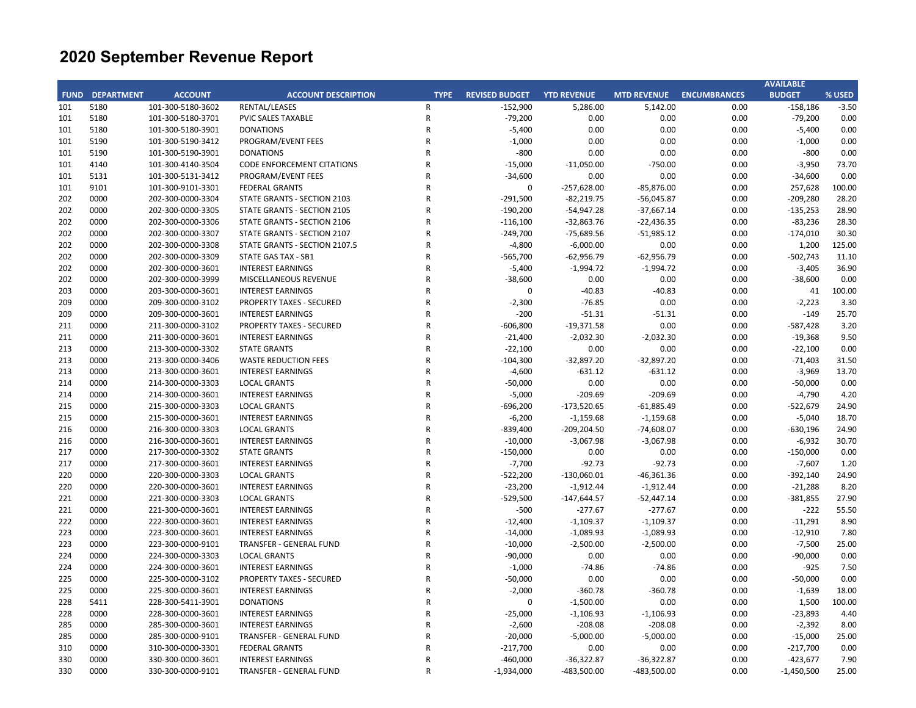# 2020 September Revenue Report

| FUND | DEPARTMENT | ACCOUNT | ACCOUNT DESCRIPTION | TYPE | REVISED BUDGET | YTD REVENUE | MTD REVENUE | ENCUMBRANCES | AVAILABLE BUDGET | % USED |
|---|---|---|---|---|---|---|---|---|---|---|
| 101 | 5180 | 101-300-5180-3602 | RENTAL/LEASES | R | -152,900 | 5,286.00 | 5,142.00 | 0.00 | -158,186 | -3.50 |
| 101 | 5180 | 101-300-5180-3701 | PVIC SALES TAXABLE | R | -79,200 | 0.00 | 0.00 | 0.00 | -79,200 | 0.00 |
| 101 | 5180 | 101-300-5180-3901 | DONATIONS | R | -5,400 | 0.00 | 0.00 | 0.00 | -5,400 | 0.00 |
| 101 | 5190 | 101-300-5190-3412 | PROGRAM/EVENT FEES | R | -1,000 | 0.00 | 0.00 | 0.00 | -1,000 | 0.00 |
| 101 | 5190 | 101-300-5190-3901 | DONATIONS | R | -800 | 0.00 | 0.00 | 0.00 | -800 | 0.00 |
| 101 | 4140 | 101-300-4140-3504 | CODE ENFORCEMENT CITATIONS | R | -15,000 | -11,050.00 | -750.00 | 0.00 | -3,950 | 73.70 |
| 101 | 5131 | 101-300-5131-3412 | PROGRAM/EVENT FEES | R | -34,600 | 0.00 | 0.00 | 0.00 | -34,600 | 0.00 |
| 101 | 9101 | 101-300-9101-3301 | FEDERAL GRANTS | R | 0 | -257,628.00 | -85,876.00 | 0.00 | 257,628 | 100.00 |
| 202 | 0000 | 202-300-0000-3304 | STATE GRANTS - SECTION 2103 | R | -291,500 | -82,219.75 | -56,045.87 | 0.00 | -209,280 | 28.20 |
| 202 | 0000 | 202-300-0000-3305 | STATE GRANTS - SECTION 2105 | R | -190,200 | -54,947.28 | -37,667.14 | 0.00 | -135,253 | 28.90 |
| 202 | 0000 | 202-300-0000-3306 | STATE GRANTS - SECTION 2106 | R | -116,100 | -32,863.76 | -22,436.35 | 0.00 | -83,236 | 28.30 |
| 202 | 0000 | 202-300-0000-3307 | STATE GRANTS - SECTION 2107 | R | -249,700 | -75,689.56 | -51,985.12 | 0.00 | -174,010 | 30.30 |
| 202 | 0000 | 202-300-0000-3308 | STATE GRANTS - SECTION 2107.5 | R | -4,800 | -6,000.00 | 0.00 | 0.00 | 1,200 | 125.00 |
| 202 | 0000 | 202-300-0000-3309 | STATE GAS TAX - SB1 | R | -565,700 | -62,956.79 | -62,956.79 | 0.00 | -502,743 | 11.10 |
| 202 | 0000 | 202-300-0000-3601 | INTEREST EARNINGS | R | -5,400 | -1,994.72 | -1,994.72 | 0.00 | -3,405 | 36.90 |
| 202 | 0000 | 202-300-0000-3999 | MISCELLANEOUS REVENUE | R | -38,600 | 0.00 | 0.00 | 0.00 | -38,600 | 0.00 |
| 203 | 0000 | 203-300-0000-3601 | INTEREST EARNINGS | R | 0 | -40.83 | -40.83 | 0.00 | 41 | 100.00 |
| 209 | 0000 | 209-300-0000-3102 | PROPERTY TAXES - SECURED | R | -2,300 | -76.85 | 0.00 | 0.00 | -2,223 | 3.30 |
| 209 | 0000 | 209-300-0000-3601 | INTEREST EARNINGS | R | -200 | -51.31 | -51.31 | 0.00 | -149 | 25.70 |
| 211 | 0000 | 211-300-0000-3102 | PROPERTY TAXES - SECURED | R | -606,800 | -19,371.58 | 0.00 | 0.00 | -587,428 | 3.20 |
| 211 | 0000 | 211-300-0000-3601 | INTEREST EARNINGS | R | -21,400 | -2,032.30 | -2,032.30 | 0.00 | -19,368 | 9.50 |
| 213 | 0000 | 213-300-0000-3302 | STATE GRANTS | R | -22,100 | 0.00 | 0.00 | 0.00 | -22,100 | 0.00 |
| 213 | 0000 | 213-300-0000-3406 | WASTE REDUCTION FEES | R | -104,300 | -32,897.20 | -32,897.20 | 0.00 | -71,403 | 31.50 |
| 213 | 0000 | 213-300-0000-3601 | INTEREST EARNINGS | R | -4,600 | -631.12 | -631.12 | 0.00 | -3,969 | 13.70 |
| 214 | 0000 | 214-300-0000-3303 | LOCAL GRANTS | R | -50,000 | 0.00 | 0.00 | 0.00 | -50,000 | 0.00 |
| 214 | 0000 | 214-300-0000-3601 | INTEREST EARNINGS | R | -5,000 | -209.69 | -209.69 | 0.00 | -4,790 | 4.20 |
| 215 | 0000 | 215-300-0000-3303 | LOCAL GRANTS | R | -696,200 | -173,520.65 | -61,885.49 | 0.00 | -522,679 | 24.90 |
| 215 | 0000 | 215-300-0000-3601 | INTEREST EARNINGS | R | -6,200 | -1,159.68 | -1,159.68 | 0.00 | -5,040 | 18.70 |
| 216 | 0000 | 216-300-0000-3303 | LOCAL GRANTS | R | -839,400 | -209,204.50 | -74,608.07 | 0.00 | -630,196 | 24.90 |
| 216 | 0000 | 216-300-0000-3601 | INTEREST EARNINGS | R | -10,000 | -3,067.98 | -3,067.98 | 0.00 | -6,932 | 30.70 |
| 217 | 0000 | 217-300-0000-3302 | STATE GRANTS | R | -150,000 | 0.00 | 0.00 | 0.00 | -150,000 | 0.00 |
| 217 | 0000 | 217-300-0000-3601 | INTEREST EARNINGS | R | -7,700 | -92.73 | -92.73 | 0.00 | -7,607 | 1.20 |
| 220 | 0000 | 220-300-0000-3303 | LOCAL GRANTS | R | -522,200 | -130,060.01 | -46,361.36 | 0.00 | -392,140 | 24.90 |
| 220 | 0000 | 220-300-0000-3601 | INTEREST EARNINGS | R | -23,200 | -1,912.44 | -1,912.44 | 0.00 | -21,288 | 8.20 |
| 221 | 0000 | 221-300-0000-3303 | LOCAL GRANTS | R | -529,500 | -147,644.57 | -52,447.14 | 0.00 | -381,855 | 27.90 |
| 221 | 0000 | 221-300-0000-3601 | INTEREST EARNINGS | R | -500 | -277.67 | -277.67 | 0.00 | -222 | 55.50 |
| 222 | 0000 | 222-300-0000-3601 | INTEREST EARNINGS | R | -12,400 | -1,109.37 | -1,109.37 | 0.00 | -11,291 | 8.90 |
| 223 | 0000 | 223-300-0000-3601 | INTEREST EARNINGS | R | -14,000 | -1,089.93 | -1,089.93 | 0.00 | -12,910 | 7.80 |
| 223 | 0000 | 223-300-0000-9101 | TRANSFER - GENERAL FUND | R | -10,000 | -2,500.00 | -2,500.00 | 0.00 | -7,500 | 25.00 |
| 224 | 0000 | 224-300-0000-3303 | LOCAL GRANTS | R | -90,000 | 0.00 | 0.00 | 0.00 | -90,000 | 0.00 |
| 224 | 0000 | 224-300-0000-3601 | INTEREST EARNINGS | R | -1,000 | -74.86 | -74.86 | 0.00 | -925 | 7.50 |
| 225 | 0000 | 225-300-0000-3102 | PROPERTY TAXES - SECURED | R | -50,000 | 0.00 | 0.00 | 0.00 | -50,000 | 0.00 |
| 225 | 0000 | 225-300-0000-3601 | INTEREST EARNINGS | R | -2,000 | -360.78 | -360.78 | 0.00 | -1,639 | 18.00 |
| 228 | 5411 | 228-300-5411-3901 | DONATIONS | R | 0 | -1,500.00 | 0.00 | 0.00 | 1,500 | 100.00 |
| 228 | 0000 | 228-300-0000-3601 | INTEREST EARNINGS | R | -25,000 | -1,106.93 | -1,106.93 | 0.00 | -23,893 | 4.40 |
| 285 | 0000 | 285-300-0000-3601 | INTEREST EARNINGS | R | -2,600 | -208.08 | -208.08 | 0.00 | -2,392 | 8.00 |
| 285 | 0000 | 285-300-0000-9101 | TRANSFER - GENERAL FUND | R | -20,000 | -5,000.00 | -5,000.00 | 0.00 | -15,000 | 25.00 |
| 310 | 0000 | 310-300-0000-3301 | FEDERAL GRANTS | R | -217,700 | 0.00 | 0.00 | 0.00 | -217,700 | 0.00 |
| 330 | 0000 | 330-300-0000-3601 | INTEREST EARNINGS | R | -460,000 | -36,322.87 | -36,322.87 | 0.00 | -423,677 | 7.90 |
| 330 | 0000 | 330-300-0000-9101 | TRANSFER - GENERAL FUND | R | -1,934,000 | -483,500.00 | -483,500.00 | 0.00 | -1,450,500 | 25.00 |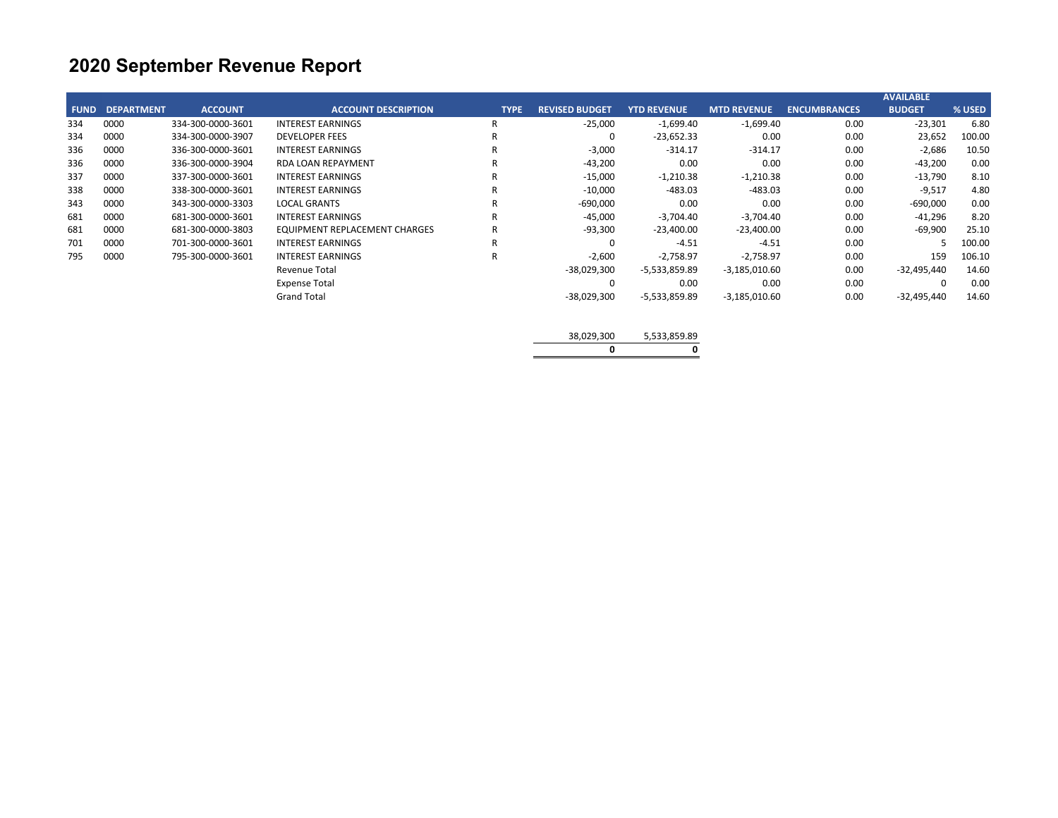# 2020 September Revenue Report

| FUND | DEPARTMENT | ACCOUNT | ACCOUNT DESCRIPTION | TYPE | REVISED BUDGET | YTD REVENUE | MTD REVENUE | ENCUMBRANCES | AVAILABLE BUDGET | % USED |
|---|---|---|---|---|---|---|---|---|---|---|
| 334 | 0000 | 334-300-0000-3601 | INTEREST EARNINGS | R | -25,000 | -1,699.40 | -1,699.40 | 0.00 | -23,301 | 6.80 |
| 334 | 0000 | 334-300-0000-3907 | DEVELOPER FEES | R | 0 | -23,652.33 | 0.00 | 0.00 | 23,652 | 100.00 |
| 336 | 0000 | 336-300-0000-3601 | INTEREST EARNINGS | R | -3,000 | -314.17 | -314.17 | 0.00 | -2,686 | 10.50 |
| 336 | 0000 | 336-300-0000-3904 | RDA LOAN REPAYMENT | R | -43,200 | 0.00 | 0.00 | 0.00 | -43,200 | 0.00 |
| 337 | 0000 | 337-300-0000-3601 | INTEREST EARNINGS | R | -15,000 | -1,210.38 | -1,210.38 | 0.00 | -13,790 | 8.10 |
| 338 | 0000 | 338-300-0000-3601 | INTEREST EARNINGS | R | -10,000 | -483.03 | -483.03 | 0.00 | -9,517 | 4.80 |
| 343 | 0000 | 343-300-0000-3303 | LOCAL GRANTS | R | -690,000 | 0.00 | 0.00 | 0.00 | -690,000 | 0.00 |
| 681 | 0000 | 681-300-0000-3601 | INTEREST EARNINGS | R | -45,000 | -3,704.40 | -3,704.40 | 0.00 | -41,296 | 8.20 |
| 681 | 0000 | 681-300-0000-3803 | EQUIPMENT REPLACEMENT CHARGES | R | -93,300 | -23,400.00 | -23,400.00 | 0.00 | -69,900 | 25.10 |
| 701 | 0000 | 701-300-0000-3601 | INTEREST EARNINGS | R | 0 | -4.51 | -4.51 | 0.00 | 5 | 100.00 |
| 795 | 0000 | 795-300-0000-3601 | INTEREST EARNINGS | R | -2,600 | -2,758.97 | -2,758.97 | 0.00 | 159 | 106.10 |
| | | | Revenue Total | | -38,029,300 | -5,533,859.89 | -3,185,010.60 | 0.00 | -32,495,440 | 14.60 |
| | | | Expense Total | | 0 | 0.00 | 0.00 | 0.00 | 0 | 0.00 |
| | | | Grand Total | | -38,029,300 | -5,533,859.89 | -3,185,010.60 | 0.00 | -32,495,440 | 14.60 |
| | | | | | | | | | | |
| | | | | | 38,029,300 | 5,533,859.89 | | | | |
| | | | | | **0** | **0** | | | | |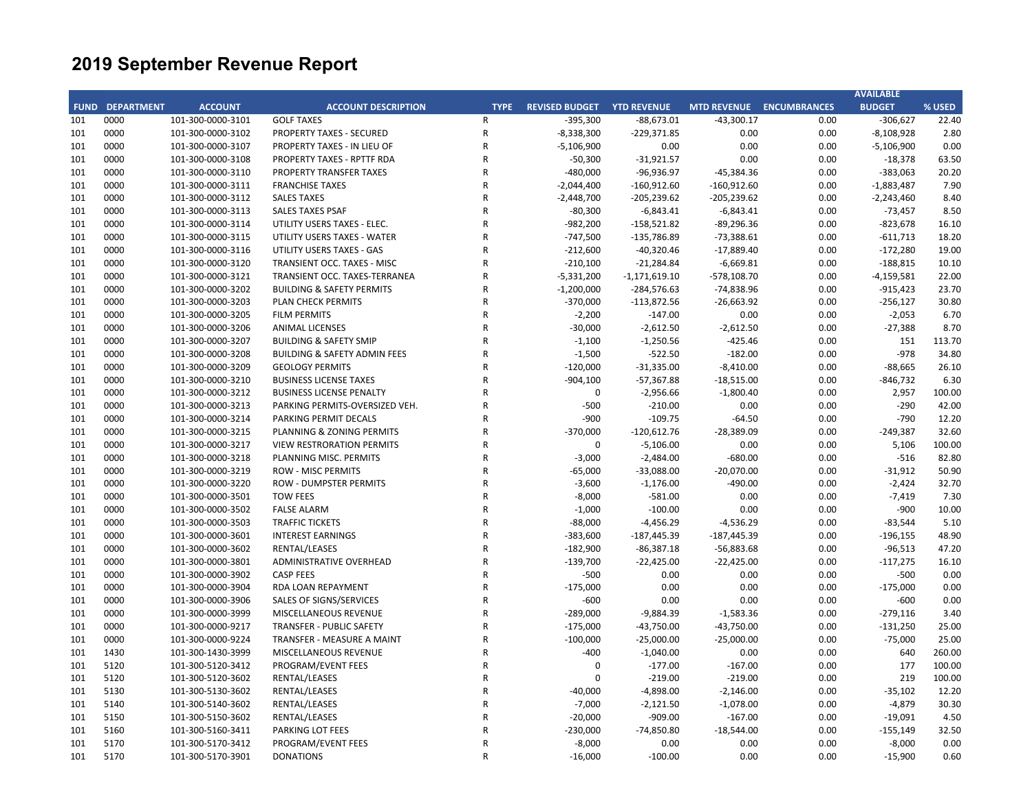# 2019 September Revenue Report

| FUND | DEPARTMENT | ACCOUNT | ACCOUNT DESCRIPTION | TYPE | REVISED BUDGET | YTD REVENUE | MTD REVENUE | ENCUMBRANCES | AVAILABLE BUDGET | % USED |
|---|---|---|---|---|---|---|---|---|---|---|
| 101 | 0000 | 101-300-0000-3101 | GOLF TAXES | R | -395,300 | -88,673.01 | -43,300.17 | 0.00 | -306,627 | 22.40 |
| 101 | 0000 | 101-300-0000-3102 | PROPERTY TAXES - SECURED | R | -8,338,300 | -229,371.85 | 0.00 | 0.00 | -8,108,928 | 2.80 |
| 101 | 0000 | 101-300-0000-3107 | PROPERTY TAXES - IN LIEU OF | R | -5,106,900 | 0.00 | 0.00 | 0.00 | -5,106,900 | 0.00 |
| 101 | 0000 | 101-300-0000-3108 | PROPERTY TAXES - RPTTF RDA | R | -50,300 | -31,921.57 | 0.00 | 0.00 | -18,378 | 63.50 |
| 101 | 0000 | 101-300-0000-3110 | PROPERTY TRANSFER TAXES | R | -480,000 | -96,936.97 | -45,384.36 | 0.00 | -383,063 | 20.20 |
| 101 | 0000 | 101-300-0000-3111 | FRANCHISE TAXES | R | -2,044,400 | -160,912.60 | -160,912.60 | 0.00 | -1,883,487 | 7.90 |
| 101 | 0000 | 101-300-0000-3112 | SALES TAXES | R | -2,448,700 | -205,239.62 | -205,239.62 | 0.00 | -2,243,460 | 8.40 |
| 101 | 0000 | 101-300-0000-3113 | SALES TAXES PSAF | R | -80,300 | -6,843.41 | -6,843.41 | 0.00 | -73,457 | 8.50 |
| 101 | 0000 | 101-300-0000-3114 | UTILITY USERS TAXES - ELEC. | R | -982,200 | -158,521.82 | -89,296.36 | 0.00 | -823,678 | 16.10 |
| 101 | 0000 | 101-300-0000-3115 | UTILITY USERS TAXES - WATER | R | -747,500 | -135,786.89 | -73,388.61 | 0.00 | -611,713 | 18.20 |
| 101 | 0000 | 101-300-0000-3116 | UTILITY USERS TAXES - GAS | R | -212,600 | -40,320.46 | -17,889.40 | 0.00 | -172,280 | 19.00 |
| 101 | 0000 | 101-300-0000-3120 | TRANSIENT OCC. TAXES - MISC | R | -210,100 | -21,284.84 | -6,669.81 | 0.00 | -188,815 | 10.10 |
| 101 | 0000 | 101-300-0000-3121 | TRANSIENT OCC. TAXES-TERRANEA | R | -5,331,200 | -1,171,619.10 | -578,108.70 | 0.00 | -4,159,581 | 22.00 |
| 101 | 0000 | 101-300-0000-3202 | BUILDING & SAFETY PERMITS | R | -1,200,000 | -284,576.63 | -74,838.96 | 0.00 | -915,423 | 23.70 |
| 101 | 0000 | 101-300-0000-3203 | PLAN CHECK PERMITS | R | -370,000 | -113,872.56 | -26,663.92 | 0.00 | -256,127 | 30.80 |
| 101 | 0000 | 101-300-0000-3205 | FILM PERMITS | R | -2,200 | -147.00 | 0.00 | 0.00 | -2,053 | 6.70 |
| 101 | 0000 | 101-300-0000-3206 | ANIMAL LICENSES | R | -30,000 | -2,612.50 | -2,612.50 | 0.00 | -27,388 | 8.70 |
| 101 | 0000 | 101-300-0000-3207 | BUILDING & SAFETY SMIP | R | -1,100 | -1,250.56 | -425.46 | 0.00 | 151 | 113.70 |
| 101 | 0000 | 101-300-0000-3208 | BUILDING & SAFETY ADMIN FEES | R | -1,500 | -522.50 | -182.00 | 0.00 | -978 | 34.80 |
| 101 | 0000 | 101-300-0000-3209 | GEOLOGY PERMITS | R | -120,000 | -31,335.00 | -8,410.00 | 0.00 | -88,665 | 26.10 |
| 101 | 0000 | 101-300-0000-3210 | BUSINESS LICENSE TAXES | R | -904,100 | -57,367.88 | -18,515.00 | 0.00 | -846,732 | 6.30 |
| 101 | 0000 | 101-300-0000-3212 | BUSINESS LICENSE PENALTY | R | 0 | -2,956.66 | -1,800.40 | 0.00 | 2,957 | 100.00 |
| 101 | 0000 | 101-300-0000-3213 | PARKING PERMITS-OVERSIZED VEH. | R | -500 | -210.00 | 0.00 | 0.00 | -290 | 42.00 |
| 101 | 0000 | 101-300-0000-3214 | PARKING PERMIT DECALS | R | -900 | -109.75 | -64.50 | 0.00 | -790 | 12.20 |
| 101 | 0000 | 101-300-0000-3215 | PLANNING & ZONING PERMITS | R | -370,000 | -120,612.76 | -28,389.09 | 0.00 | -249,387 | 32.60 |
| 101 | 0000 | 101-300-0000-3217 | VIEW RESTRORATION PERMITS | R | 0 | -5,106.00 | 0.00 | 0.00 | 5,106 | 100.00 |
| 101 | 0000 | 101-300-0000-3218 | PLANNING MISC. PERMITS | R | -3,000 | -2,484.00 | -680.00 | 0.00 | -516 | 82.80 |
| 101 | 0000 | 101-300-0000-3219 | ROW - MISC PERMITS | R | -65,000 | -33,088.00 | -20,070.00 | 0.00 | -31,912 | 50.90 |
| 101 | 0000 | 101-300-0000-3220 | ROW - DUMPSTER PERMITS | R | -3,600 | -1,176.00 | -490.00 | 0.00 | -2,424 | 32.70 |
| 101 | 0000 | 101-300-0000-3501 | TOW FEES | R | -8,000 | -581.00 | 0.00 | 0.00 | -7,419 | 7.30 |
| 101 | 0000 | 101-300-0000-3502 | FALSE ALARM | R | -1,000 | -100.00 | 0.00 | 0.00 | -900 | 10.00 |
| 101 | 0000 | 101-300-0000-3503 | TRAFFIC TICKETS | R | -88,000 | -4,456.29 | -4,536.29 | 0.00 | -83,544 | 5.10 |
| 101 | 0000 | 101-300-0000-3601 | INTEREST EARNINGS | R | -383,600 | -187,445.39 | -187,445.39 | 0.00 | -196,155 | 48.90 |
| 101 | 0000 | 101-300-0000-3602 | RENTAL/LEASES | R | -182,900 | -86,387.18 | -56,883.68 | 0.00 | -96,513 | 47.20 |
| 101 | 0000 | 101-300-0000-3801 | ADMINISTRATIVE OVERHEAD | R | -139,700 | -22,425.00 | -22,425.00 | 0.00 | -117,275 | 16.10 |
| 101 | 0000 | 101-300-0000-3902 | CASP FEES | R | -500 | 0.00 | 0.00 | 0.00 | -500 | 0.00 |
| 101 | 0000 | 101-300-0000-3904 | RDA LOAN REPAYMENT | R | -175,000 | 0.00 | 0.00 | 0.00 | -175,000 | 0.00 |
| 101 | 0000 | 101-300-0000-3906 | SALES OF SIGNS/SERVICES | R | -600 | 0.00 | 0.00 | 0.00 | -600 | 0.00 |
| 101 | 0000 | 101-300-0000-3999 | MISCELLANEOUS REVENUE | R | -289,000 | -9,884.39 | -1,583.36 | 0.00 | -279,116 | 3.40 |
| 101 | 0000 | 101-300-0000-9217 | TRANSFER - PUBLIC SAFETY | R | -175,000 | -43,750.00 | -43,750.00 | 0.00 | -131,250 | 25.00 |
| 101 | 0000 | 101-300-0000-9224 | TRANSFER - MEASURE A MAINT | R | -100,000 | -25,000.00 | -25,000.00 | 0.00 | -75,000 | 25.00 |
| 101 | 1430 | 101-300-1430-3999 | MISCELLANEOUS REVENUE | R | -400 | -1,040.00 | 0.00 | 0.00 | 640 | 260.00 |
| 101 | 5120 | 101-300-5120-3412 | PROGRAM/EVENT FEES | R | 0 | -177.00 | -167.00 | 0.00 | 177 | 100.00 |
| 101 | 5120 | 101-300-5120-3602 | RENTAL/LEASES | R | 0 | -219.00 | -219.00 | 0.00 | 219 | 100.00 |
| 101 | 5130 | 101-300-5130-3602 | RENTAL/LEASES | R | -40,000 | -4,898.00 | -2,146.00 | 0.00 | -35,102 | 12.20 |
| 101 | 5140 | 101-300-5140-3602 | RENTAL/LEASES | R | -7,000 | -2,121.50 | -1,078.00 | 0.00 | -4,879 | 30.30 |
| 101 | 5150 | 101-300-5150-3602 | RENTAL/LEASES | R | -20,000 | -909.00 | -167.00 | 0.00 | -19,091 | 4.50 |
| 101 | 5160 | 101-300-5160-3411 | PARKING LOT FEES | R | -230,000 | -74,850.80 | -18,544.00 | 0.00 | -155,149 | 32.50 |
| 101 | 5170 | 101-300-5170-3412 | PROGRAM/EVENT FEES | R | -8,000 | 0.00 | 0.00 | 0.00 | -8,000 | 0.00 |
| 101 | 5170 | 101-300-5170-3901 | DONATIONS | R | -16,000 | -100.00 | 0.00 | 0.00 | -15,900 | 0.60 |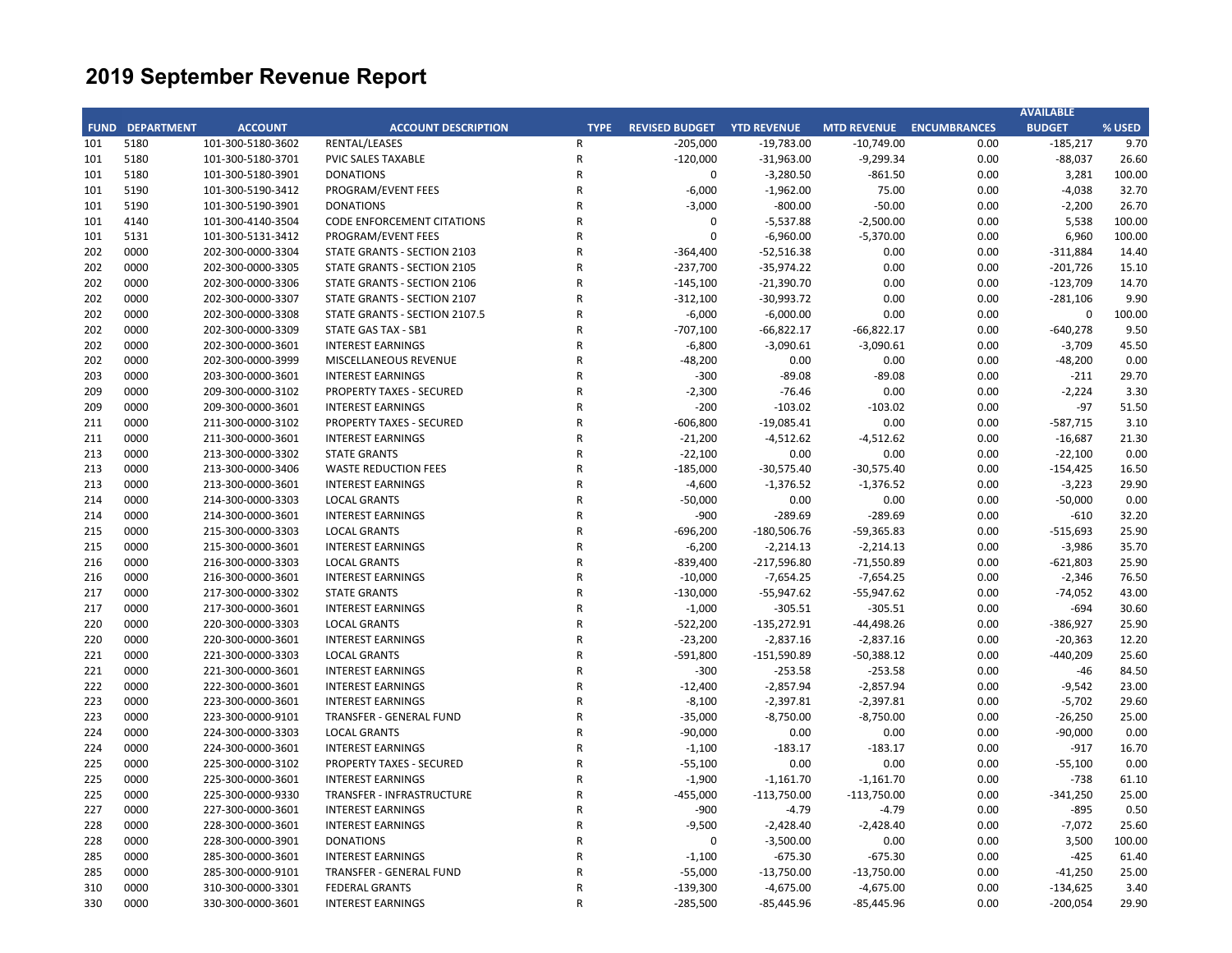# 2019 September Revenue Report

| FUND | DEPARTMENT | ACCOUNT | ACCOUNT DESCRIPTION | TYPE | REVISED BUDGET | YTD REVENUE | MTD REVENUE | ENCUMBRANCES | AVAILABLE BUDGET | % USED |
|---|---|---|---|---|---|---|---|---|---|---|
| 101 | 5180 | 101-300-5180-3602 | RENTAL/LEASES | R | -205,000 | -19,783.00 | -10,749.00 | 0.00 | -185,217 | 9.70 |
| 101 | 5180 | 101-300-5180-3701 | PVIC SALES TAXABLE | R | -120,000 | -31,963.00 | -9,299.34 | 0.00 | -88,037 | 26.60 |
| 101 | 5180 | 101-300-5180-3901 | DONATIONS | R | 0 | -3,280.50 | -861.50 | 0.00 | 3,281 | 100.00 |
| 101 | 5190 | 101-300-5190-3412 | PROGRAM/EVENT FEES | R | -6,000 | -1,962.00 | 75.00 | 0.00 | -4,038 | 32.70 |
| 101 | 5190 | 101-300-5190-3901 | DONATIONS | R | -3,000 | -800.00 | -50.00 | 0.00 | -2,200 | 26.70 |
| 101 | 4140 | 101-300-4140-3504 | CODE ENFORCEMENT CITATIONS | R | 0 | -5,537.88 | -2,500.00 | 0.00 | 5,538 | 100.00 |
| 101 | 5131 | 101-300-5131-3412 | PROGRAM/EVENT FEES | R | 0 | -6,960.00 | -5,370.00 | 0.00 | 6,960 | 100.00 |
| 202 | 0000 | 202-300-0000-3304 | STATE GRANTS - SECTION 2103 | R | -364,400 | -52,516.38 | 0.00 | 0.00 | -311,884 | 14.40 |
| 202 | 0000 | 202-300-0000-3305 | STATE GRANTS - SECTION 2105 | R | -237,700 | -35,974.22 | 0.00 | 0.00 | -201,726 | 15.10 |
| 202 | 0000 | 202-300-0000-3306 | STATE GRANTS - SECTION 2106 | R | -145,100 | -21,390.70 | 0.00 | 0.00 | -123,709 | 14.70 |
| 202 | 0000 | 202-300-0000-3307 | STATE GRANTS - SECTION 2107 | R | -312,100 | -30,993.72 | 0.00 | 0.00 | -281,106 | 9.90 |
| 202 | 0000 | 202-300-0000-3308 | STATE GRANTS - SECTION 2107.5 | R | -6,000 | -6,000.00 | 0.00 | 0.00 | 0 | 100.00 |
| 202 | 0000 | 202-300-0000-3309 | STATE GAS TAX - SB1 | R | -707,100 | -66,822.17 | -66,822.17 | 0.00 | -640,278 | 9.50 |
| 202 | 0000 | 202-300-0000-3601 | INTEREST EARNINGS | R | -6,800 | -3,090.61 | -3,090.61 | 0.00 | -3,709 | 45.50 |
| 202 | 0000 | 202-300-0000-3999 | MISCELLANEOUS REVENUE | R | -48,200 | 0.00 | 0.00 | 0.00 | -48,200 | 0.00 |
| 203 | 0000 | 203-300-0000-3601 | INTEREST EARNINGS | R | -300 | -89.08 | -89.08 | 0.00 | -211 | 29.70 |
| 209 | 0000 | 209-300-0000-3102 | PROPERTY TAXES - SECURED | R | -2,300 | -76.46 | 0.00 | 0.00 | -2,224 | 3.30 |
| 209 | 0000 | 209-300-0000-3601 | INTEREST EARNINGS | R | -200 | -103.02 | -103.02 | 0.00 | -97 | 51.50 |
| 211 | 0000 | 211-300-0000-3102 | PROPERTY TAXES - SECURED | R | -606,800 | -19,085.41 | 0.00 | 0.00 | -587,715 | 3.10 |
| 211 | 0000 | 211-300-0000-3601 | INTEREST EARNINGS | R | -21,200 | -4,512.62 | -4,512.62 | 0.00 | -16,687 | 21.30 |
| 213 | 0000 | 213-300-0000-3302 | STATE GRANTS | R | -22,100 | 0.00 | 0.00 | 0.00 | -22,100 | 0.00 |
| 213 | 0000 | 213-300-0000-3406 | WASTE REDUCTION FEES | R | -185,000 | -30,575.40 | -30,575.40 | 0.00 | -154,425 | 16.50 |
| 213 | 0000 | 213-300-0000-3601 | INTEREST EARNINGS | R | -4,600 | -1,376.52 | -1,376.52 | 0.00 | -3,223 | 29.90 |
| 214 | 0000 | 214-300-0000-3303 | LOCAL GRANTS | R | -50,000 | 0.00 | 0.00 | 0.00 | -50,000 | 0.00 |
| 214 | 0000 | 214-300-0000-3601 | INTEREST EARNINGS | R | -900 | -289.69 | -289.69 | 0.00 | -610 | 32.20 |
| 215 | 0000 | 215-300-0000-3303 | LOCAL GRANTS | R | -696,200 | -180,506.76 | -59,365.83 | 0.00 | -515,693 | 25.90 |
| 215 | 0000 | 215-300-0000-3601 | INTEREST EARNINGS | R | -6,200 | -2,214.13 | -2,214.13 | 0.00 | -3,986 | 35.70 |
| 216 | 0000 | 216-300-0000-3303 | LOCAL GRANTS | R | -839,400 | -217,596.80 | -71,550.89 | 0.00 | -621,803 | 25.90 |
| 216 | 0000 | 216-300-0000-3601 | INTEREST EARNINGS | R | -10,000 | -7,654.25 | -7,654.25 | 0.00 | -2,346 | 76.50 |
| 217 | 0000 | 217-300-0000-3302 | STATE GRANTS | R | -130,000 | -55,947.62 | -55,947.62 | 0.00 | -74,052 | 43.00 |
| 217 | 0000 | 217-300-0000-3601 | INTEREST EARNINGS | R | -1,000 | -305.51 | -305.51 | 0.00 | -694 | 30.60 |
| 220 | 0000 | 220-300-0000-3303 | LOCAL GRANTS | R | -522,200 | -135,272.91 | -44,498.26 | 0.00 | -386,927 | 25.90 |
| 220 | 0000 | 220-300-0000-3601 | INTEREST EARNINGS | R | -23,200 | -2,837.16 | -2,837.16 | 0.00 | -20,363 | 12.20 |
| 221 | 0000 | 221-300-0000-3303 | LOCAL GRANTS | R | -591,800 | -151,590.89 | -50,388.12 | 0.00 | -440,209 | 25.60 |
| 221 | 0000 | 221-300-0000-3601 | INTEREST EARNINGS | R | -300 | -253.58 | -253.58 | 0.00 | -46 | 84.50 |
| 222 | 0000 | 222-300-0000-3601 | INTEREST EARNINGS | R | -12,400 | -2,857.94 | -2,857.94 | 0.00 | -9,542 | 23.00 |
| 223 | 0000 | 223-300-0000-3601 | INTEREST EARNINGS | R | -8,100 | -2,397.81 | -2,397.81 | 0.00 | -5,702 | 29.60 |
| 223 | 0000 | 223-300-0000-9101 | TRANSFER - GENERAL FUND | R | -35,000 | -8,750.00 | -8,750.00 | 0.00 | -26,250 | 25.00 |
| 224 | 0000 | 224-300-0000-3303 | LOCAL GRANTS | R | -90,000 | 0.00 | 0.00 | 0.00 | -90,000 | 0.00 |
| 224 | 0000 | 224-300-0000-3601 | INTEREST EARNINGS | R | -1,100 | -183.17 | -183.17 | 0.00 | -917 | 16.70 |
| 225 | 0000 | 225-300-0000-3102 | PROPERTY TAXES - SECURED | R | -55,100 | 0.00 | 0.00 | 0.00 | -55,100 | 0.00 |
| 225 | 0000 | 225-300-0000-3601 | INTEREST EARNINGS | R | -1,900 | -1,161.70 | -1,161.70 | 0.00 | -738 | 61.10 |
| 225 | 0000 | 225-300-0000-9330 | TRANSFER - INFRASTRUCTURE | R | -455,000 | -113,750.00 | -113,750.00 | 0.00 | -341,250 | 25.00 |
| 227 | 0000 | 227-300-0000-3601 | INTEREST EARNINGS | R | -900 | -4.79 | -4.79 | 0.00 | -895 | 0.50 |
| 228 | 0000 | 228-300-0000-3601 | INTEREST EARNINGS | R | -9,500 | -2,428.40 | -2,428.40 | 0.00 | -7,072 | 25.60 |
| 228 | 0000 | 228-300-0000-3901 | DONATIONS | R | 0 | -3,500.00 | 0.00 | 0.00 | 3,500 | 100.00 |
| 285 | 0000 | 285-300-0000-3601 | INTEREST EARNINGS | R | -1,100 | -675.30 | -675.30 | 0.00 | -425 | 61.40 |
| 285 | 0000 | 285-300-0000-9101 | TRANSFER - GENERAL FUND | R | -55,000 | -13,750.00 | -13,750.00 | 0.00 | -41,250 | 25.00 |
| 310 | 0000 | 310-300-0000-3301 | FEDERAL GRANTS | R | -139,300 | -4,675.00 | -4,675.00 | 0.00 | -134,625 | 3.40 |
| 330 | 0000 | 330-300-0000-3601 | INTEREST EARNINGS | R | -285,500 | -85,445.96 | -85,445.96 | 0.00 | -200,054 | 29.90 |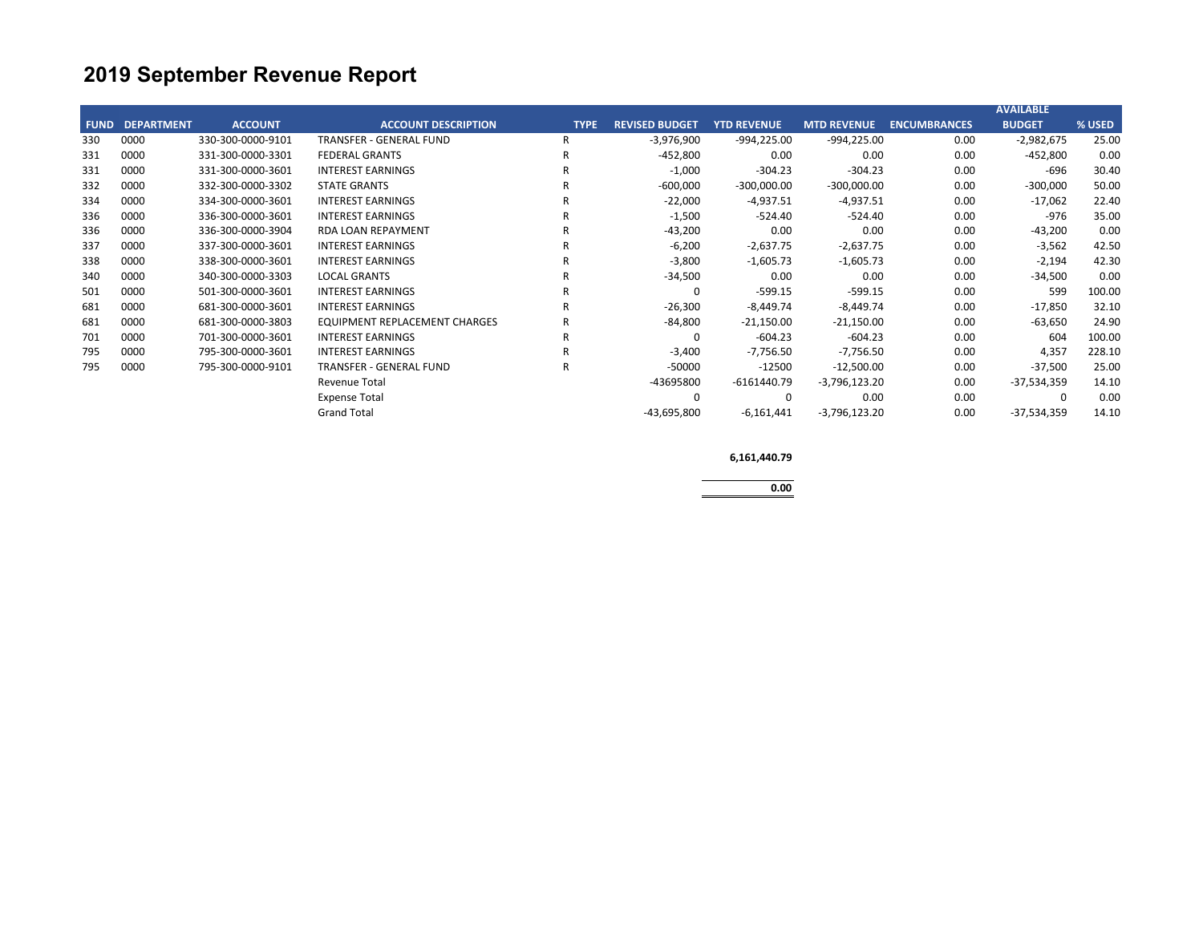# 2019 September Revenue Report

| FUND | DEPARTMENT | ACCOUNT | ACCOUNT DESCRIPTION | TYPE | REVISED BUDGET | YTD REVENUE | MTD REVENUE | ENCUMBRANCES | AVAILABLE BUDGET | % USED |
|---|---|---|---|---|---|---|---|---|---|---|
| 330 | 0000 | 330-300-0000-9101 | TRANSFER - GENERAL FUND | R | -3,976,900 | -994,225.00 | -994,225.00 | 0.00 | -2,982,675 | 25.00 |
| 331 | 0000 | 331-300-0000-3301 | FEDERAL GRANTS | R | -452,800 | 0.00 | 0.00 | 0.00 | -452,800 | 0.00 |
| 331 | 0000 | 331-300-0000-3601 | INTEREST EARNINGS | R | -1,000 | -304.23 | -304.23 | 0.00 | -696 | 30.40 |
| 332 | 0000 | 332-300-0000-3302 | STATE GRANTS | R | -600,000 | -300,000.00 | -300,000.00 | 0.00 | -300,000 | 50.00 |
| 334 | 0000 | 334-300-0000-3601 | INTEREST EARNINGS | R | -22,000 | -4,937.51 | -4,937.51 | 0.00 | -17,062 | 22.40 |
| 336 | 0000 | 336-300-0000-3601 | INTEREST EARNINGS | R | -1,500 | -524.40 | -524.40 | 0.00 | -976 | 35.00 |
| 336 | 0000 | 336-300-0000-3904 | RDA LOAN REPAYMENT | R | -43,200 | 0.00 | 0.00 | 0.00 | -43,200 | 0.00 |
| 337 | 0000 | 337-300-0000-3601 | INTEREST EARNINGS | R | -6,200 | -2,637.75 | -2,637.75 | 0.00 | -3,562 | 42.50 |
| 338 | 0000 | 338-300-0000-3601 | INTEREST EARNINGS | R | -3,800 | -1,605.73 | -1,605.73 | 0.00 | -2,194 | 42.30 |
| 340 | 0000 | 340-300-0000-3303 | LOCAL GRANTS | R | -34,500 | 0.00 | 0.00 | 0.00 | -34,500 | 0.00 |
| 501 | 0000 | 501-300-0000-3601 | INTEREST EARNINGS | R | 0 | -599.15 | -599.15 | 0.00 | 599 | 100.00 |
| 681 | 0000 | 681-300-0000-3601 | INTEREST EARNINGS | R | -26,300 | -8,449.74 | -8,449.74 | 0.00 | -17,850 | 32.10 |
| 681 | 0000 | 681-300-0000-3803 | EQUIPMENT REPLACEMENT CHARGES | R | -84,800 | -21,150.00 | -21,150.00 | 0.00 | -63,650 | 24.90 |
| 701 | 0000 | 701-300-0000-3601 | INTEREST EARNINGS | R | 0 | -604.23 | -604.23 | 0.00 | 604 | 100.00 |
| 795 | 0000 | 795-300-0000-3601 | INTEREST EARNINGS | R | -3,400 | -7,756.50 | -7,756.50 | 0.00 | 4,357 | 228.10 |
| 795 | 0000 | 795-300-0000-9101 | TRANSFER - GENERAL FUND | R | -50000 | -12500 | -12,500.00 | 0.00 | -37,500 | 25.00 |
| | | | Revenue Total | | -43695800 | -6161440.79 | -3,796,123.20 | 0.00 | -37,534,359 | 14.10 |
| | | | Expense Total | | 0 | 0 | 0.00 | 0.00 | 0 | 0.00 |
| | | | Grand Total | | -43,695,800 | -6,161,441 | -3,796,123.20 | 0.00 | -37,534,359 | 14.10 |

**6,161,440.79**

**0.00**